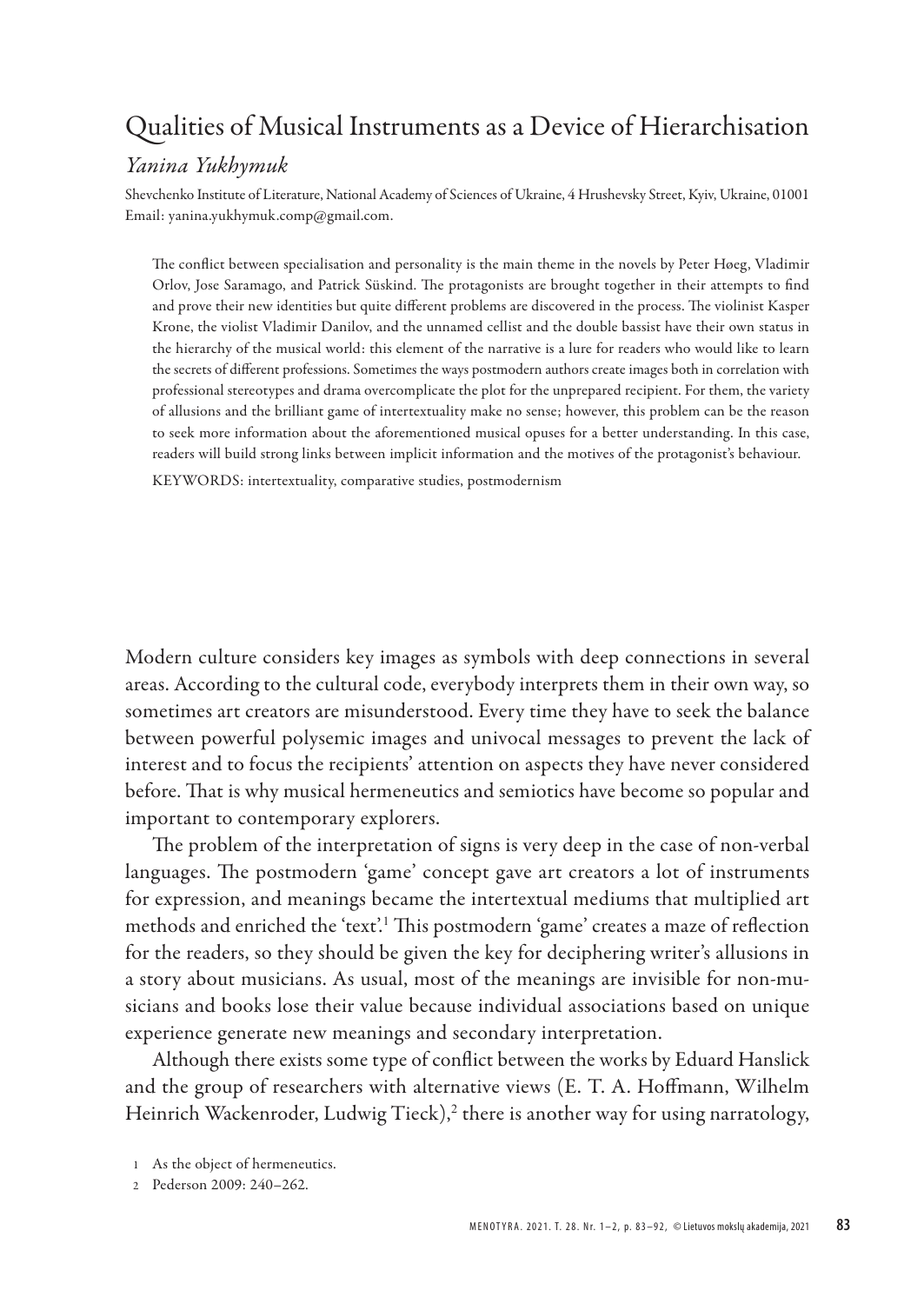# Qualities of Musical Instruments as a Device of Hierarchisation

*Yanina Yukhymuk*

Shevchenko Institute of Literature, National Academy of Sciences of Ukraine, 4 Hrushevsky Street, Kyiv, Ukraine, 01001
Email: yanina.yukhymuk.comp@gmail.com.

The conflict between specialisation and personality is the main theme in the novels by Peter Høeg, Vladimir Orlov, Jose Saramago, and Patrick Süskind. The protagonists are brought together in their attempts to find and prove their new identities but quite different problems are discovered in the process. The violinist Kasper Krone, the violist Vladimir Danilov, and the unnamed cellist and the double bassist have their own status in the hierarchy of the musical world: this element of the narrative is a lure for readers who would like to learn the secrets of different professions. Sometimes the ways postmodern authors create images both in correlation with professional stereotypes and drama overcomplicate the plot for the unprepared recipient. For them, the variety of allusions and the brilliant game of intertextuality make no sense; however, this problem can be the reason to seek more information about the aforementioned musical opuses for a better understanding. In this case, readers will build strong links between implicit information and the motives of the protagonist's behaviour.

KEYWORDS: intertextuality, comparative studies, postmodernism

Modern culture considers key images as symbols with deep connections in several areas. According to the cultural code, everybody interprets them in their own way, so sometimes art creators are misunderstood. Every time they have to seek the balance between powerful polysemic images and univocal messages to prevent the lack of interest and to focus the recipients' attention on aspects they have never considered before. That is why musical hermeneutics and semiotics have become so popular and important to contemporary explorers.

The problem of the interpretation of signs is very deep in the case of non-verbal languages. The postmodern 'game' concept gave art creators a lot of instruments for expression, and meanings became the intertextual mediums that multiplied art methods and enriched the 'text'.[1] This postmodern 'game' creates a maze of reflection for the readers, so they should be given the key for deciphering writer's allusions in a story about musicians. As usual, most of the meanings are invisible for non-musicians and books lose their value because individual associations based on unique experience generate new meanings and secondary interpretation.

Although there exists some type of conflict between the works by Eduard Hanslick and the group of researchers with alternative views (E. T. A. Hoffmann, Wilhelm Heinrich Wackenroder, Ludwig Tieck),[2] there is another way for using narratology,

[1] As the object of hermeneutics.

[2] Pederson 2009: 240–262.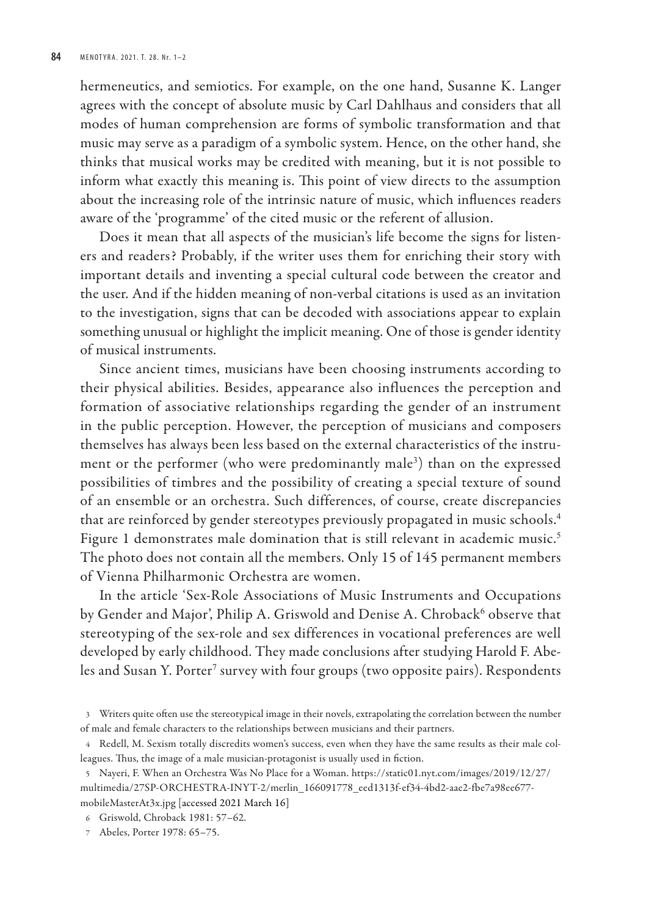hermeneutics, and semiotics. For example, on the one hand, Susanne K. Langer agrees with the concept of absolute music by Carl Dahlhaus and considers that all modes of human comprehension are forms of symbolic transformation and that music may serve as a paradigm of a symbolic system. Hence, on the other hand, she thinks that musical works may be credited with meaning, but it is not possible to inform what exactly this meaning is. This point of view directs to the assumption about the increasing role of the intrinsic nature of music, which influences readers aware of the 'programme' of the cited music or the referent of allusion.

Does it mean that all aspects of the musician's life become the signs for listeners and readers? Probably, if the writer uses them for enriching their story with important details and inventing a special cultural code between the creator and the user. And if the hidden meaning of non-verbal citations is used as an invitation to the investigation, signs that can be decoded with associations appear to explain something unusual or highlight the implicit meaning. One of those is gender identity of musical instruments.

Since ancient times, musicians have been choosing instruments according to their physical abilities. Besides, appearance also influences the perception and formation of associative relationships regarding the gender of an instrument in the public perception. However, the perception of musicians and composers themselves has always been less based on the external characteristics of the instrument or the performer (who were predominantly male[3]) than on the expressed possibilities of timbres and the possibility of creating a special texture of sound of an ensemble or an orchestra. Such differences, of course, create discrepancies that are reinforced by gender stereotypes previously propagated in music schools.[4] Figure 1 demonstrates male domination that is still relevant in academic music.[5] The photo does not contain all the members. Only 15 of 145 permanent members of Vienna Philharmonic Orchestra are women.

In the article 'Sex-Role Associations of Music Instruments and Occupations by Gender and Major', Philip A. Griswold and Denise A. Chroback[6] observe that stereotyping of the sex-role and sex differences in vocational preferences are well developed by early childhood. They made conclusions after studying Harold F. Abeles and Susan Y. Porter[7] survey with four groups (two opposite pairs). Respondents

3 Writers quite often use the stereotypical image in their novels, extrapolating the correlation between the number of male and female characters to the relationships between musicians and their partners.

4 Redell, M. Sexism totally discredits women's success, even when they have the same results as their male colleagues. Thus, the image of a male musician-protagonist is usually used in fiction.

5 Nayeri, F. When an Orchestra Was No Place for a Woman. https://static01.nyt.com/images/2019/12/27/multimedia/27SP-ORCHESTRA-INYT-2/merlin_166091778_eed1313f-ef34-4bd2-aae2-fbe7a98ee677-mobileMasterAt3x.jpg [accessed 2021 March 16]

6 Griswold, Chroback 1981: 57–62.

7 Abeles, Porter 1978: 65–75.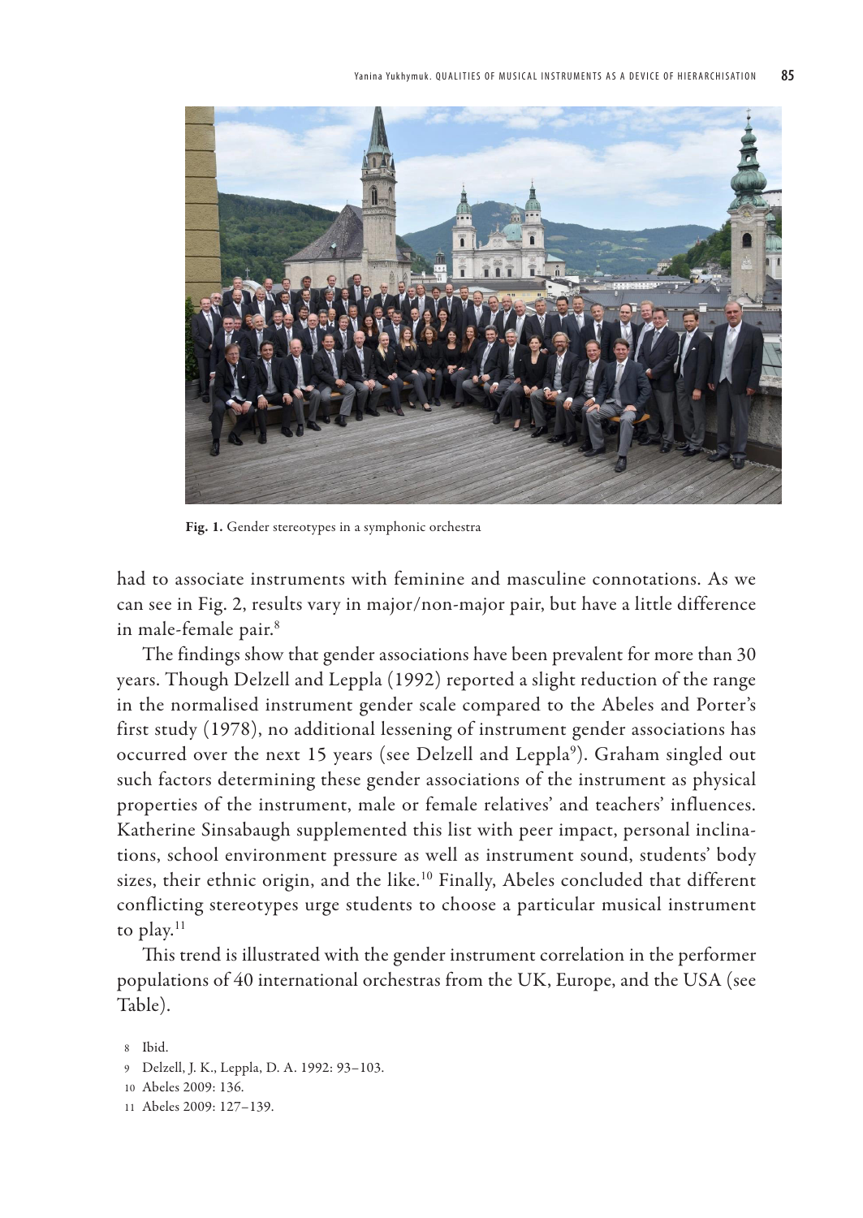Fig. 1. Gender stereotypes in a symphonic orchestra

had to associate instruments with feminine and masculine connotations. As we can see in Fig. 2, results vary in major/non-major pair, but have a little difference in male-female pair.[8]

The findings show that gender associations have been prevalent for more than 30 years. Though Delzell and Leppla (1992) reported a slight reduction of the range in the normalised instrument gender scale compared to the Abeles and Porter's first study (1978), no additional lessening of instrument gender associations has occurred over the next 15 years (see Delzell and Leppla[9]). Graham singled out such factors determining these gender associations of the instrument as physical properties of the instrument, male or female relatives' and teachers' influences. Katherine Sinsabaugh supplemented this list with peer impact, personal inclinations, school environment pressure as well as instrument sound, students' body sizes, their ethnic origin, and the like.[10] Finally, Abeles concluded that different conflicting stereotypes urge students to choose a particular musical instrument to play.[11]

This trend is illustrated with the gender instrument correlation in the performer populations of 40 international orchestras from the UK, Europe, and the USA (see Table).

8 Ibid.

9 Delzell, J. K., Leppla, D. A. 1992: 93–103.

10 Abeles 2009: 136.

11 Abeles 2009: 127–139.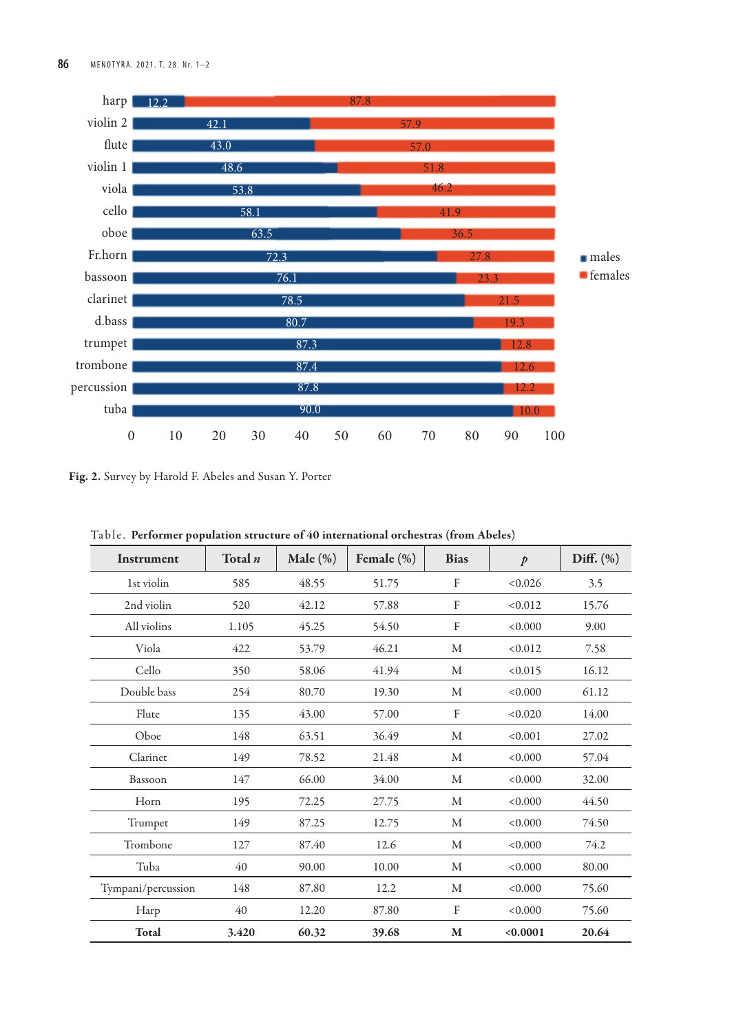Fig. 2. Survey by Harold F. Abeles and Susan Y. Porter

Table. **Performer population structure of 40 international orchestras (from Abeles)**

| Instrument | Total *n* | Male (%) | Female (%) | Bias | *p* | Diff. (%) |
|---|---|---|---|---|---|---|
| 1st violin | 585 | 48.55 | 51.75 | F | <0.026 | 3.5 |
| 2nd violin | 520 | 42.12 | 57.88 | F | <0.012 | 15.76 |
| All violins | 1.105 | 45.25 | 54.50 | F | <0.000 | 9.00 |
| Viola | 422 | 53.79 | 46.21 | M | <0.012 | 7.58 |
| Cello | 350 | 58.06 | 41.94 | M | <0.015 | 16.12 |
| Double bass | 254 | 80.70 | 19.30 | M | <0.000 | 61.12 |
| Flute | 135 | 43.00 | 57.00 | F | <0.020 | 14.00 |
| Oboe | 148 | 63.51 | 36.49 | M | <0.001 | 27.02 |
| Clarinet | 149 | 78.52 | 21.48 | M | <0.000 | 57.04 |
| Bassoon | 147 | 66.00 | 34.00 | M | <0.000 | 32.00 |
| Horn | 195 | 72.25 | 27.75 | M | <0.000 | 44.50 |
| Trumpet | 149 | 87.25 | 12.75 | M | <0.000 | 74.50 |
| Trombone | 127 | 87.40 | 12.6 | M | <0.000 | 74.2 |
| Tuba | 40 | 90.00 | 10.00 | M | <0.000 | 80.00 |
| Tympani/percussion | 148 | 87.80 | 12.2 | M | <0.000 | 75.60 |
| Harp | 40 | 12.20 | 87.80 | F | <0.000 | 75.60 |
| **Total** | **3.420** | **60.32** | **39.68** | **M** | **<0.0001** | **20.64** |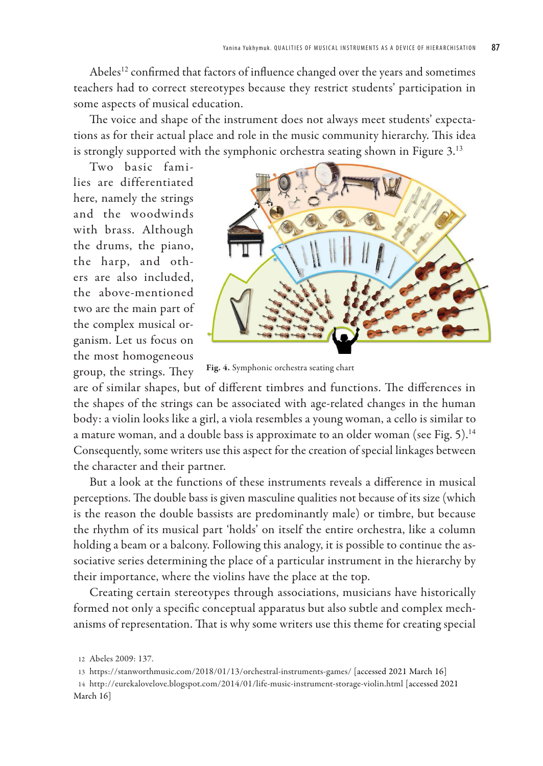Abeles[12] confirmed that factors of influence changed over the years and sometimes teachers had to correct stereotypes because they restrict students' participation in some aspects of musical education.

The voice and shape of the instrument does not always meet students' expectations as for their actual place and role in the music community hierarchy. This idea is strongly supported with the symphonic orchestra seating shown in Figure 3.[13]

Two basic families are differentiated here, namely the strings and the woodwinds with brass. Although the drums, the piano, the harp, and others are also included, the above-mentioned two are the main part of the complex musical organism. Let us focus on the most homogeneous group, the strings. They are of similar shapes, but of different timbres and functions. The differences in the shapes of the strings can be associated with age-related changes in the human body: a violin looks like a girl, a viola resembles a young woman, a cello is similar to a mature woman, and a double bass is approximate to an older woman (see Fig. 5).[14] Consequently, some writers use this aspect for the creation of special linkages between the character and their partner.

**Fig. 4.** Symphonic orchestra seating chart

But a look at the functions of these instruments reveals a difference in musical perceptions. The double bass is given masculine qualities not because of its size (which is the reason the double bassists are predominantly male) or timbre, but because the rhythm of its musical part 'holds' on itself the entire orchestra, like a column holding a beam or a balcony. Following this analogy, it is possible to continue the associative series determining the place of a particular instrument in the hierarchy by their importance, where the violins have the place at the top.

Creating certain stereotypes through associations, musicians have historically formed not only a specific conceptual apparatus but also subtle and complex mechanisms of representation. That is why some writers use this theme for creating special

12 Abeles 2009: 137.

13 https://stanworthmusic.com/2018/01/13/orchestral-instruments-games/ [accessed 2021 March 16]

14 http://eurekalovelove.blogspot.com/2014/01/life-music-instrument-storage-violin.html [accessed 2021 March 16]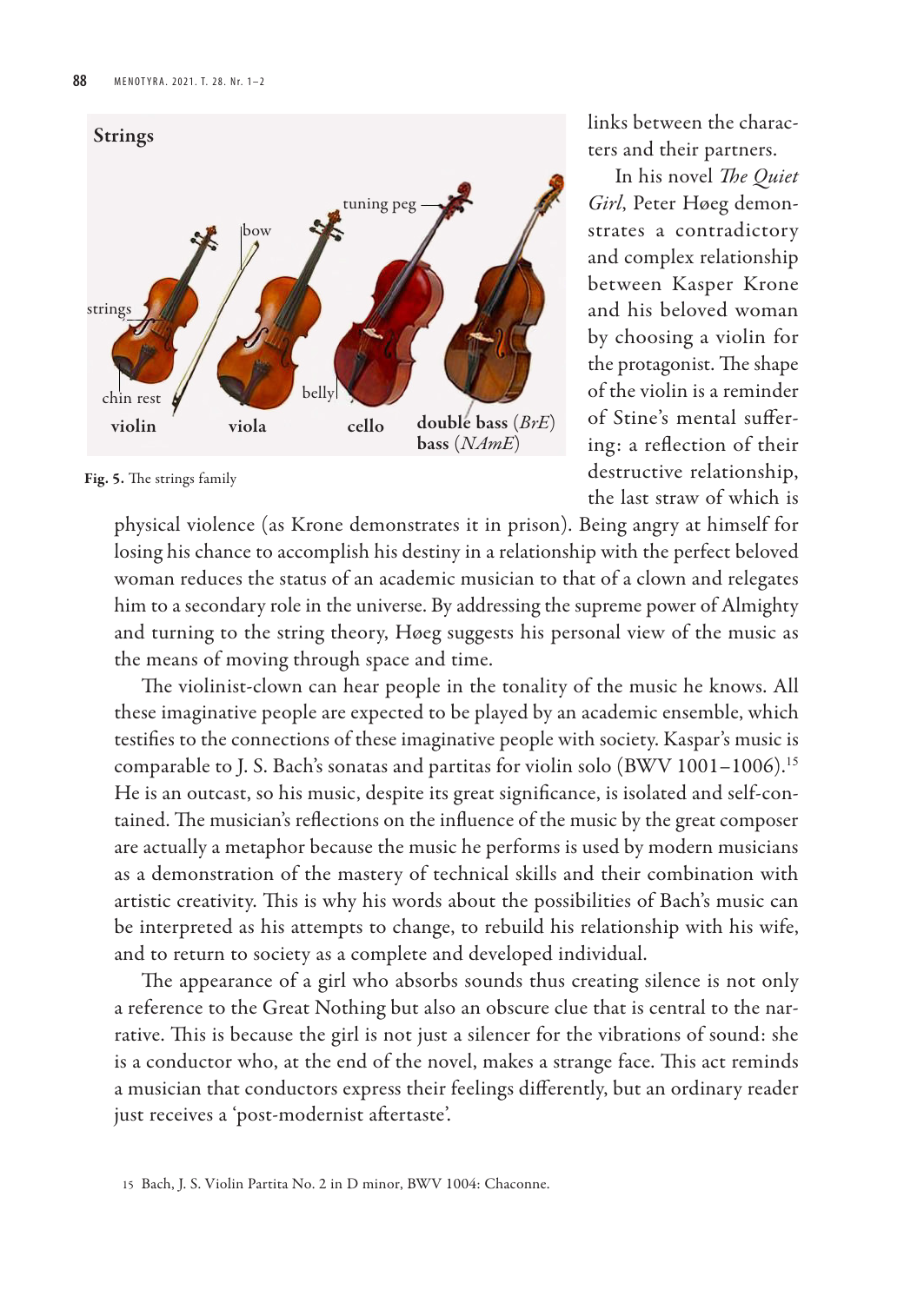Fig. 5. The strings family

links between the characters and their partners.

In his novel *The Quiet Girl*, Peter Høeg demonstrates a contradictory and complex relationship between Kasper Krone and his beloved woman by choosing a violin for the protagonist. The shape of the violin is a reminder of Stine's mental suffering: a reflection of their destructive relationship, the last straw of which is physical violence (as Krone demonstrates it in prison). Being angry at himself for losing his chance to accomplish his destiny in a relationship with the perfect beloved woman reduces the status of an academic musician to that of a clown and relegates him to a secondary role in the universe. By addressing the supreme power of Almighty and turning to the string theory, Høeg suggests his personal view of the music as the means of moving through space and time.

The violinist-clown can hear people in the tonality of the music he knows. All these imaginative people are expected to be played by an academic ensemble, which testifies to the connections of these imaginative people with society. Kaspar's music is comparable to J. S. Bach's sonatas and partitas for violin solo (BWV 1001–1006).[15] He is an outcast, so his music, despite its great significance, is isolated and self-contained. The musician's reflections on the influence of the music by the great composer are actually a metaphor because the music he performs is used by modern musicians as a demonstration of the mastery of technical skills and their combination with artistic creativity. This is why his words about the possibilities of Bach's music can be interpreted as his attempts to change, to rebuild his relationship with his wife, and to return to society as a complete and developed individual.

The appearance of a girl who absorbs sounds thus creating silence is not only a reference to the Great Nothing but also an obscure clue that is central to the narrative. This is because the girl is not just a silencer for the vibrations of sound: she is a conductor who, at the end of the novel, makes a strange face. This act reminds a musician that conductors express their feelings differently, but an ordinary reader just receives a 'post-modernist aftertaste'.

15 Bach, J. S. Violin Partita No. 2 in D minor, BWV 1004: Chaconne.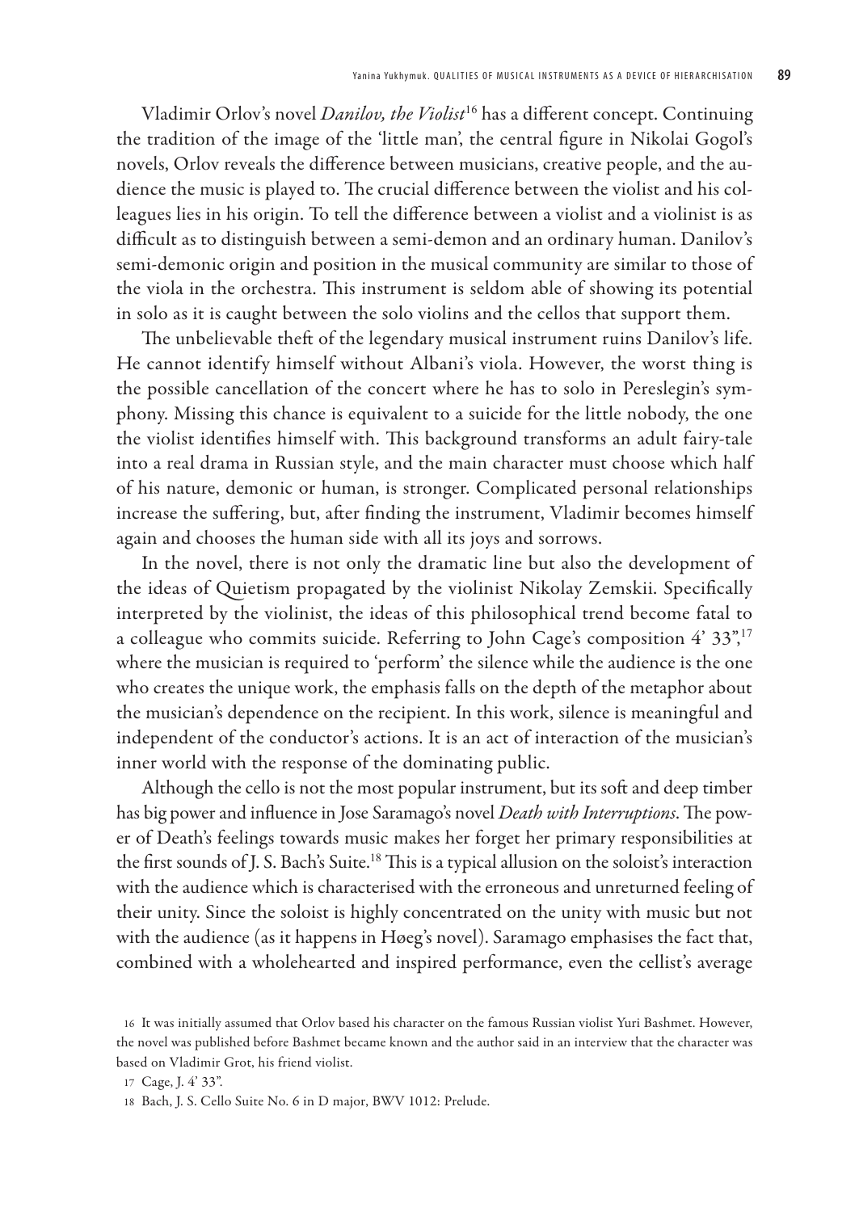Vladimir Orlov's novel *Danilov, the Violist*[16] has a different concept. Continuing the tradition of the image of the 'little man', the central figure in Nikolai Gogol's novels, Orlov reveals the difference between musicians, creative people, and the audience the music is played to. The crucial difference between the violist and his colleagues lies in his origin. To tell the difference between a violist and a violinist is as difficult as to distinguish between a semi-demon and an ordinary human. Danilov's semi-demonic origin and position in the musical community are similar to those of the viola in the orchestra. This instrument is seldom able of showing its potential in solo as it is caught between the solo violins and the cellos that support them.

The unbelievable theft of the legendary musical instrument ruins Danilov's life. He cannot identify himself without Albani's viola. However, the worst thing is the possible cancellation of the concert where he has to solo in Pereslegin's symphony. Missing this chance is equivalent to a suicide for the little nobody, the one the violist identifies himself with. This background transforms an adult fairy-tale into a real drama in Russian style, and the main character must choose which half of his nature, demonic or human, is stronger. Complicated personal relationships increase the suffering, but, after finding the instrument, Vladimir becomes himself again and chooses the human side with all its joys and sorrows.

In the novel, there is not only the dramatic line but also the development of the ideas of Quietism propagated by the violinist Nikolay Zemskii. Specifically interpreted by the violinist, the ideas of this philosophical trend become fatal to a colleague who commits suicide. Referring to John Cage's composition 4' 33",[17] where the musician is required to 'perform' the silence while the audience is the one who creates the unique work, the emphasis falls on the depth of the metaphor about the musician's dependence on the recipient. In this work, silence is meaningful and independent of the conductor's actions. It is an act of interaction of the musician's inner world with the response of the dominating public.

Although the cello is not the most popular instrument, but its soft and deep timber has big power and influence in Jose Saramago's novel *Death with Interruptions*. The power of Death's feelings towards music makes her forget her primary responsibilities at the first sounds of J. S. Bach's Suite.[18] This is a typical allusion on the soloist's interaction with the audience which is characterised with the erroneous and unreturned feeling of their unity. Since the soloist is highly concentrated on the unity with music but not with the audience (as it happens in Høeg's novel). Saramago emphasises the fact that, combined with a wholehearted and inspired performance, even the cellist's average

16 It was initially assumed that Orlov based his character on the famous Russian violist Yuri Bashmet. However, the novel was published before Bashmet became known and the author said in an interview that the character was based on Vladimir Grot, his friend violist.

17 Cage, J. 4' 33".

18 Bach, J. S. Cello Suite No. 6 in D major, BWV 1012: Prelude.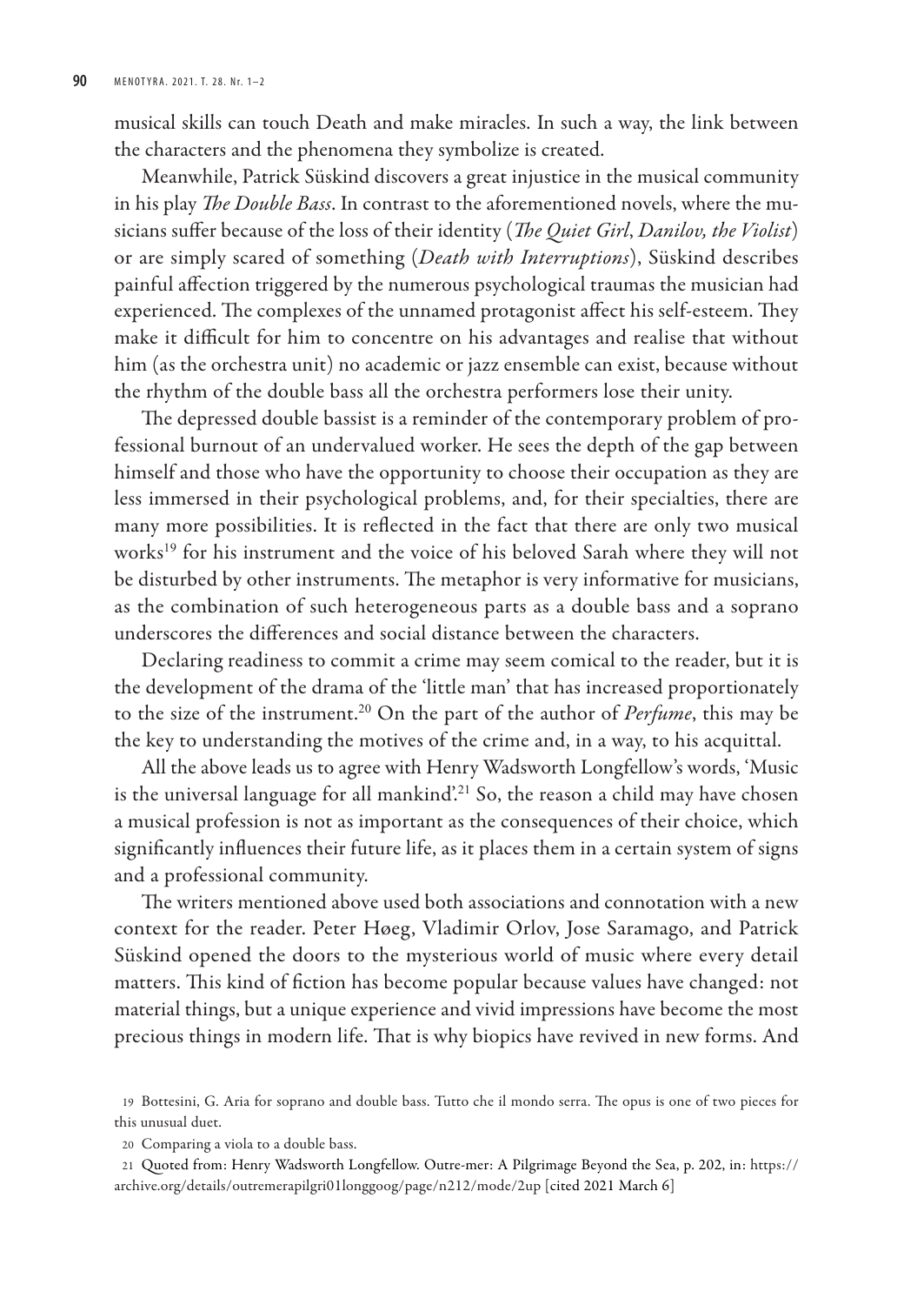musical skills can touch Death and make miracles. In such a way, the link between the characters and the phenomena they symbolize is created.

Meanwhile, Patrick Süskind discovers a great injustice in the musical community in his play *The Double Bass*. In contrast to the aforementioned novels, where the musicians suffer because of the loss of their identity (*The Quiet Girl*, *Danilov, the Violist*) or are simply scared of something (*Death with Interruptions*), Süskind describes painful affection triggered by the numerous psychological traumas the musician had experienced. The complexes of the unnamed protagonist affect his self-esteem. They make it difficult for him to concentre on his advantages and realise that without him (as the orchestra unit) no academic or jazz ensemble can exist, because without the rhythm of the double bass all the orchestra performers lose their unity.

The depressed double bassist is a reminder of the contemporary problem of professional burnout of an undervalued worker. He sees the depth of the gap between himself and those who have the opportunity to choose their occupation as they are less immersed in their psychological problems, and, for their specialties, there are many more possibilities. It is reflected in the fact that there are only two musical works[19] for his instrument and the voice of his beloved Sarah where they will not be disturbed by other instruments. The metaphor is very informative for musicians, as the combination of such heterogeneous parts as a double bass and a soprano underscores the differences and social distance between the characters.

Declaring readiness to commit a crime may seem comical to the reader, but it is the development of the drama of the 'little man' that has increased proportionately to the size of the instrument.[20] On the part of the author of *Perfume*, this may be the key to understanding the motives of the crime and, in a way, to his acquittal.

All the above leads us to agree with Henry Wadsworth Longfellow's words, 'Music is the universal language for all mankind'.[21] So, the reason a child may have chosen a musical profession is not as important as the consequences of their choice, which significantly influences their future life, as it places them in a certain system of signs and a professional community.

The writers mentioned above used both associations and connotation with a new context for the reader. Peter Høeg, Vladimir Orlov, Jose Saramago, and Patrick Süskind opened the doors to the mysterious world of music where every detail matters. This kind of fiction has become popular because values have changed: not material things, but a unique experience and vivid impressions have become the most precious things in modern life. That is why biopics have revived in new forms. And

---

19 Bottesini, G. Aria for soprano and double bass. Tutto che il mondo serra. The opus is one of two pieces for this unusual duet.

20 Comparing a viola to a double bass.

21 Quoted from: Henry Wadsworth Longfellow. Outre-mer: A Pilgrimage Beyond the Sea, p. 202, in: https://archive.org/details/outremerapilgri01longgoog/page/n212/mode/2up [cited 2021 March 6]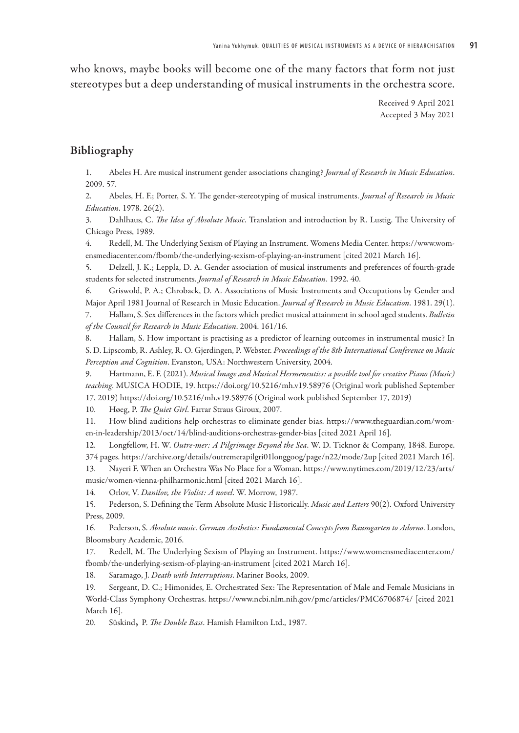who knows, maybe books will become one of the many factors that form not just stereotypes but a deep understanding of musical instruments in the orchestra score.

Received 9 April 2021
Accepted 3 May 2021

## Bibliography

1. Abeles H. Are musical instrument gender associations changing? *Journal of Research in Music Education*. 2009. 57.
2. Abeles, H. F.; Porter, S. Y. The gender-stereotyping of musical instruments. *Journal of Research in Music Education*. 1978. 26(2).
3. Dahlhaus, C. *The Idea of Absolute Music*. Translation and introduction by R. Lustig. The University of Chicago Press, 1989.
4. Redell, M. The Underlying Sexism of Playing an Instrument. Womens Media Center. https://www.womensmediacenter.com/fbomb/the-underlying-sexism-of-playing-an-instrument [cited 2021 March 16].
5. Delzell, J. K.; Leppla, D. A. Gender association of musical instruments and preferences of fourth-grade students for selected instruments. *Journal of Research in Music Education*. 1992. 40.
6. Griswold, P. A.; Chroback, D. A. Associations of Music Instruments and Occupations by Gender and Major April 1981 Journal of Research in Music Education. *Journal of Research in Music Education*. 1981. 29(1).
7. Hallam, S. Sex differences in the factors which predict musical attainment in school aged students. *Bulletin of the Council for Research in Music Education*. 2004. 161/16.
8. Hallam, S. How important is practising as a predictor of learning outcomes in instrumental music? In S. D. Lipscomb, R. Ashley, R. O. Gjerdingen, P. Webster. *Proceedings of the 8th International Conference on Music Perception and Cognition*. Evanston, USA: Northwestern University, 2004.
9. Hartmann, E. F. (2021). *Musical Image and Musical Hermeneutics: a possible tool for creative Piano (Music) teaching*. MUSICA HODIE, 19. https://doi.org/10.5216/mh.v19.58976 (Original work published September 17, 2019) https://doi.org/10.5216/mh.v19.58976 (Original work published September 17, 2019)
10. Høeg, P. *The Quiet Girl*. Farrar Straus Giroux, 2007.
11. How blind auditions help orchestras to eliminate gender bias. https://www.theguardian.com/women-in-leadership/2013/oct/14/blind-auditions-orchestras-gender-bias [cited 2021 April 16].
12. Longfellow, H. W. *Outre-mer: A Pilgrimage Beyond the Sea*. W. D. Ticknor & Company, 1848. Europe. 374 pages. https://archive.org/details/outremerapilgri01longgoog/page/n22/mode/2up [cited 2021 March 16].
13. Nayeri F. When an Orchestra Was No Place for a Woman. https://www.nytimes.com/2019/12/23/arts/music/women-vienna-philharmonic.html [cited 2021 March 16].
14. Orlov, V. *Danilov, the Violist: A novel*. W. Morrow, 1987.
15. Pederson, S. Defining the Term Absolute Music Historically. *Music and Letters* 90(2). Oxford University Press, 2009.
16. Pederson, S. *Absolute music. German Aesthetics: Fundamental Concepts from Baumgarten to Adorno*. London, Bloomsbury Academic, 2016.
17. Redell, M. The Underlying Sexism of Playing an Instrument. https://www.womensmediacenter.com/fbomb/the-underlying-sexism-of-playing-an-instrument [cited 2021 March 16].
18. Saramago, J. *Death with Interruptions*. Mariner Books, 2009.
19. Sergeant, D. C.; Himonides, E. Orchestrated Sex: The Representation of Male and Female Musicians in World-Class Symphony Orchestras. https://www.ncbi.nlm.nih.gov/pmc/articles/PMC6706874/ [cited 2021 March 16].
20. Süskind, P. *The Double Bass*. Hamish Hamilton Ltd., 1987.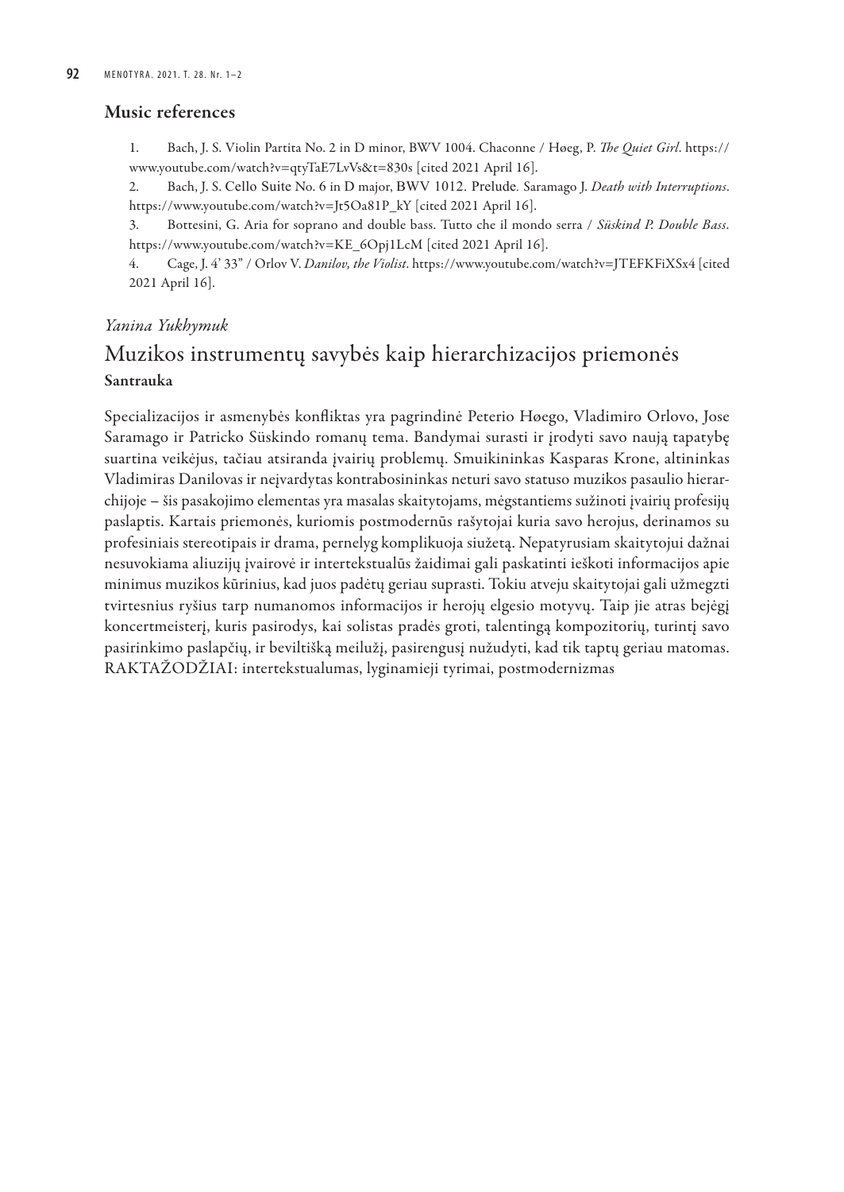## Music references

1. Bach, J. S. Violin Partita No. 2 in D minor, BWV 1004. Chaconne / Høeg, P. *The Quiet Girl*. https://www.youtube.com/watch?v=qtyTaE7LvVs&t=830s [cited 2021 April 16].
2. Bach, J. S. Cello Suite No. 6 in D major, BWV 1012. Prelude. Saramago J. *Death with Interruptions*. https://www.youtube.com/watch?v=Jt5Oa81P_kY [cited 2021 April 16].
3. Bottesini, G. Aria for soprano and double bass. Tutto che il mondo serra / *Süskind P. Double Bass*. https://www.youtube.com/watch?v=KE_6Opj1LcM [cited 2021 April 16].
4. Cage, J. 4' 33" / Orlov V. *Danilov, the Violist*. https://www.youtube.com/watch?v=JTEFKFiXSx4 [cited 2021 April 16].

*Yanina Yukhymuk*

## Muzikos instrumentų savybės kaip hierarchizacijos priemonės

**Santrauka**

Specializacijos ir asmenybės konfliktas yra pagrindinė Peterio Høego, Vladimiro Orlovo, Jose Saramago ir Patricko Süskindo romanų tema. Bandymai surasti ir įrodyti savo naują tapatybę suartina veikėjus, tačiau atsiranda įvairių problemų. Smuikininkas Kasparas Krone, altininkas Vladimiras Danilovas ir neįvardytas kontrabosininkas neturi savo statuso muzikos pasaulio hierarchijoje – šis pasakojimo elementas yra masalas skaitytojams, mėgstantiems sužinoti įvairių profesijų paslaptis. Kartais priemonės, kuriomis postmodernūs rašytojai kuria savo herojus, derinamos su profesiniais stereotipais ir drama, pernelyg komplikuoja siužetą. Nepatyrusiam skaitytojui dažnai nesuvokiama aliuzijų įvairovė ir intertekstualūs žaidimai gali paskatinti ieškoti informacijos apie minimus muzikos kūrinius, kad juos padėtų geriau suprasti. Tokiu atveju skaitytojai gali užmegzti tvirtesnius ryšius tarp numanomos informacijos ir herojų elgesio motyvų. Taip jie atras bejėgį koncertmeisterį, kuris pasirodys, kai solistas pradės groti, talentingą kompozitorių, turintį savo pasirinkimo paslapčių, ir beviltišką meilužį, pasirengusį nužudyti, kad tik taptų geriau matomas.
RAKTAŽODŽIAI: intertekstualumas, lyginamieji tyrimai, postmodernizmas